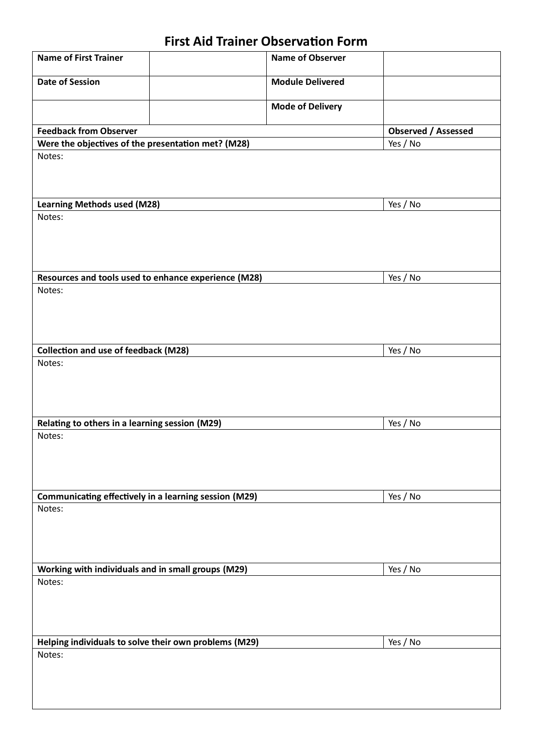# First Aid Trainer Observation Form

| **Name of First Trainer** | | **Name of Observer** | |
|---|---|---|---|
| **Date of Session** | | **Module Delivered** | |
| | | **Mode of Delivery** | |

| **Feedback from Observer** | **Observed / Assessed** |
|---|---|
| **Were the objectives of the presentation met? (M28)** | Yes / No |
| Notes: | |
| **Learning Methods used (M28)** | Yes / No |
| Notes: | |
| **Resources and tools used to enhance experience (M28)** | Yes / No |
| Notes: | |
| **Collection and use of feedback (M28)** | Yes / No |
| Notes: | |
| **Relating to others in a learning session (M29)** | Yes / No |
| Notes: | |
| **Communicating effectively in a learning session (M29)** | Yes / No |
| Notes: | |
| **Working with individuals and in small groups (M29)** | Yes / No |
| Notes: | |
| **Helping individuals to solve their own problems (M29)** | Yes / No |
| Notes: | |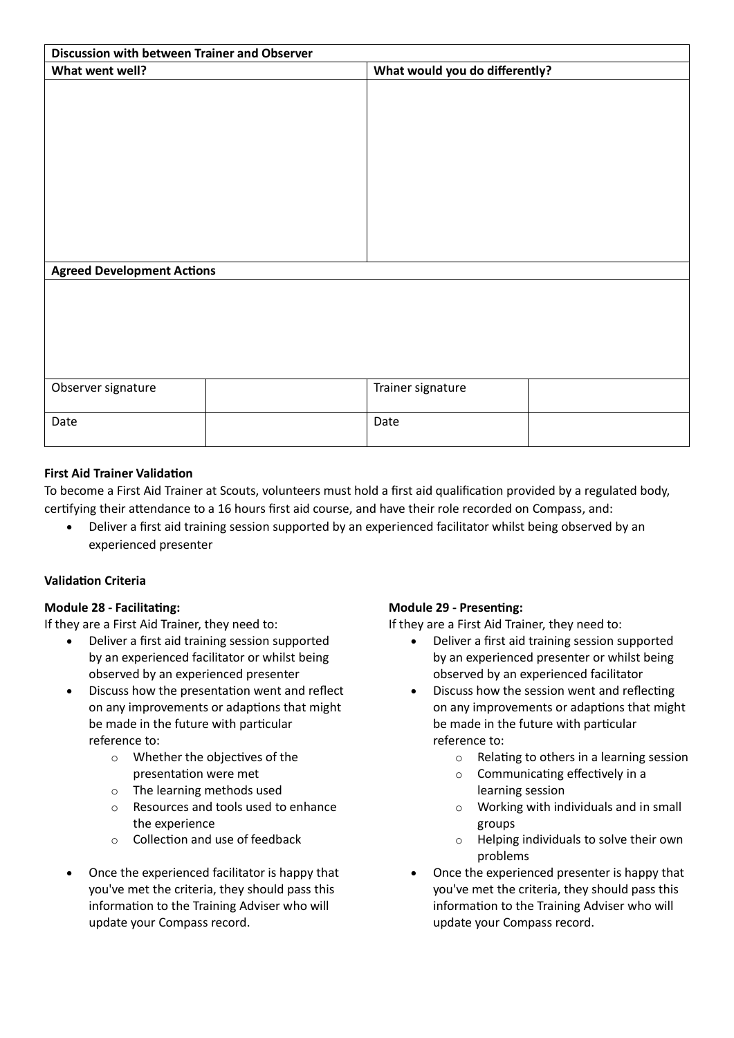| Discussion with between Trainer and Observer | | | |
|---|---|---|---|
| **What went well?** | | **What would you do differently?** | |
| | | | |
| **Agreed Development Actions** | | | |
| | | | |
| Observer signature | | Trainer signature | |
| Date | | Date | |

**First Aid Trainer Validation**

To become a First Aid Trainer at Scouts, volunteers must hold a first aid qualification provided by a regulated body, certifying their attendance to a 16 hours first aid course, and have their role recorded on Compass, and:

- Deliver a first aid training session supported by an experienced facilitator whilst being observed by an experienced presenter

**Validation Criteria**

**Module 28 - Facilitating:**

If they are a First Aid Trainer, they need to:

- Deliver a first aid training session supported by an experienced facilitator or whilst being observed by an experienced presenter
- Discuss how the presentation went and reflect on any improvements or adaptions that might be made in the future with particular reference to:
  - Whether the objectives of the presentation were met
  - The learning methods used
  - Resources and tools used to enhance the experience
  - Collection and use of feedback
- Once the experienced facilitator is happy that you've met the criteria, they should pass this information to the Training Adviser who will update your Compass record.

**Module 29 - Presenting:**

If they are a First Aid Trainer, they need to:

- Deliver a first aid training session supported by an experienced presenter or whilst being observed by an experienced facilitator
- Discuss how the session went and reflecting on any improvements or adaptions that might be made in the future with particular reference to:
  - Relating to others in a learning session
  - Communicating effectively in a learning session
  - Working with individuals and in small groups
  - Helping individuals to solve their own problems
- Once the experienced presenter is happy that you've met the criteria, they should pass this information to the Training Adviser who will update your Compass record.